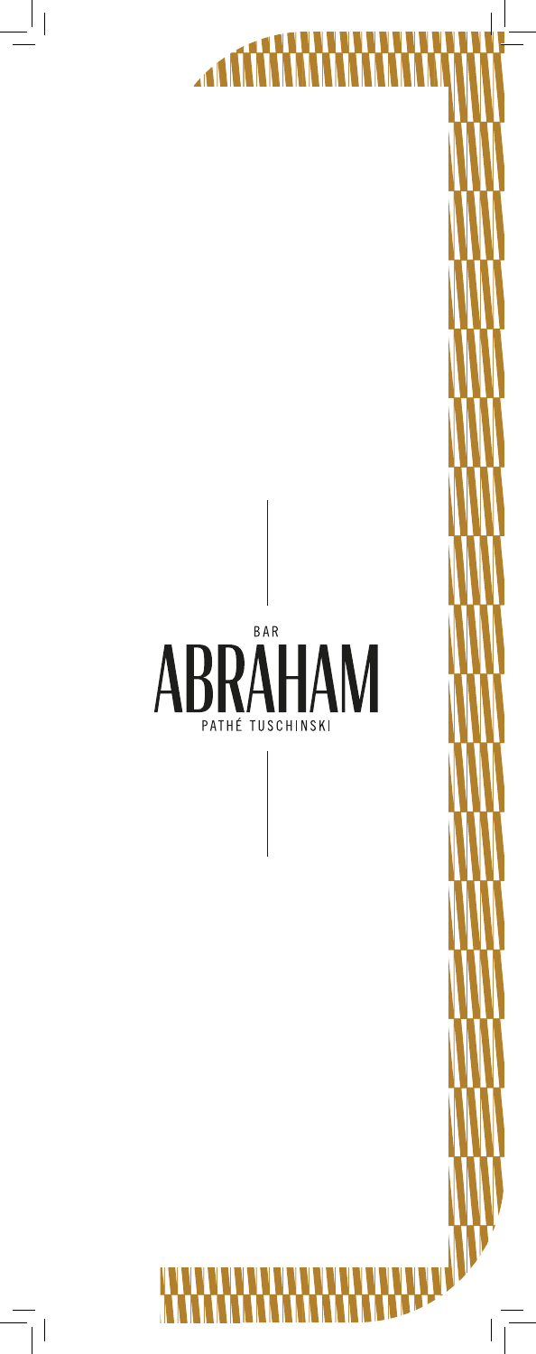BAR

# ABRAHAM

PATHÉ TUSCHINSKI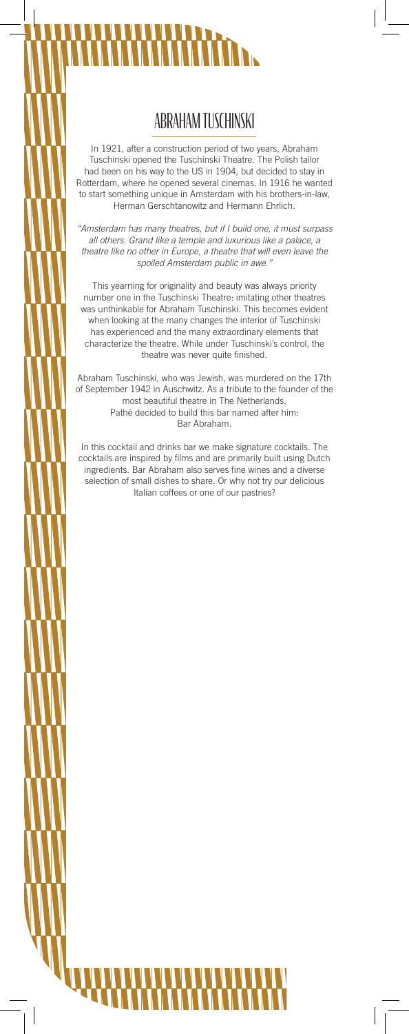# ABRAHAM TUSCHINSKI

In 1921, after a construction period of two years, Abraham Tuschinski opened the Tuschinski Theatre. The Polish tailor had been on his way to the US in 1904, but decided to stay in Rotterdam, where he opened several cinemas. In 1916 he wanted to start something unique in Amsterdam with his brothers-in-law, Herman Gerschtanowitz and Hermann Ehrlich.

*"Amsterdam has many theatres, but if I build one, it must surpass all others. Grand like a temple and luxurious like a palace, a theatre like no other in Europe, a theatre that will even leave the spoiled Amsterdam public in awe."*

This yearning for originality and beauty was always priority number one in the Tuschinski Theatre: imitating other theatres was unthinkable for Abraham Tuschinski. This becomes evident when looking at the many changes the interior of Tuschinski has experienced and the many extraordinary elements that characterize the theatre. While under Tuschinski's control, the theatre was never quite finished.

Abraham Tuschinski, who was Jewish, was murdered on the 17th of September 1942 in Auschwitz. As a tribute to the founder of the most beautiful theatre in The Netherlands, Pathé decided to build this bar named after him: Bar Abraham.

In this cocktail and drinks bar we make signature cocktails. The cocktails are inspired by films and are primarily built using Dutch ingredients. Bar Abraham also serves fine wines and a diverse selection of small dishes to share. Or why not try our delicious Italian coffees or one of our pastries?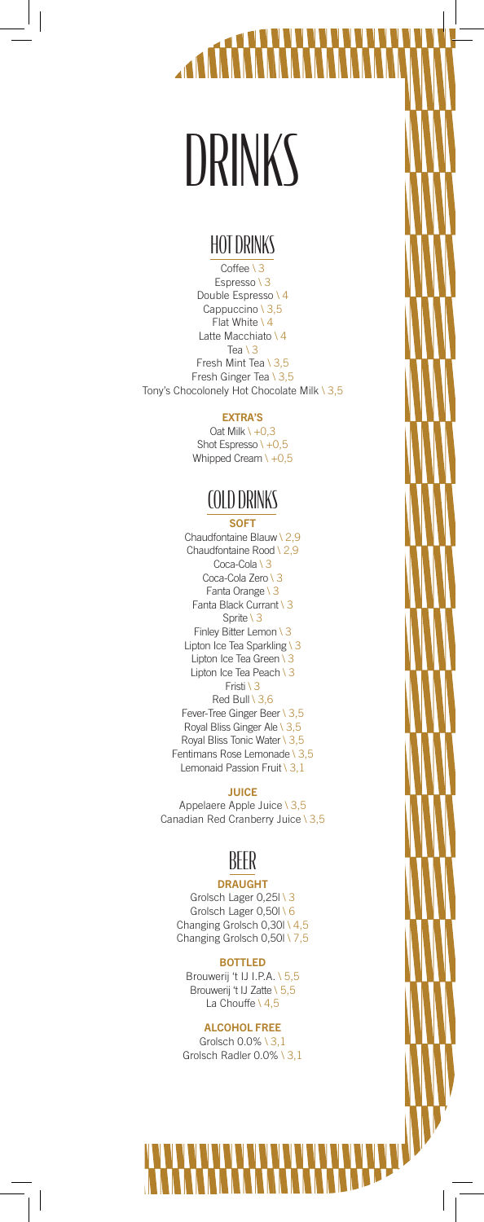# DRINKS

## HOT DRINKS

Coffee \ 3
Espresso \ 3
Double Espresso \ 4
Cappuccino \ 3,5
Flat White \ 4
Latte Macchiato \ 4
Tea \ 3
Fresh Mint Tea \ 3,5
Fresh Ginger Tea \ 3,5
Tony's Chocolonely Hot Chocolate Milk \ 3,5

### EXTRA'S

Oat Milk \ +0,3
Shot Espresso \ +0,5
Whipped Cream \ +0,5

## COLD DRINKS

### SOFT

Chaudfontaine Blauw \ 2,9
Chaudfontaine Rood \ 2,9
Coca-Cola \ 3
Coca-Cola Zero \ 3
Fanta Orange \ 3
Fanta Black Currant \ 3
Sprite \ 3
Finley Bitter Lemon \ 3
Lipton Ice Tea Sparkling \ 3
Lipton Ice Tea Green \ 3
Lipton Ice Tea Peach \ 3
Fristi \ 3
Red Bull \ 3,6
Fever-Tree Ginger Beer \ 3,5
Royal Bliss Ginger Ale \ 3,5
Royal Bliss Tonic Water \ 3,5
Fentimans Rose Lemonade \ 3,5
Lemonaid Passion Fruit \ 3,1

### JUICE

Appelaere Apple Juice \ 3,5
Canadian Red Cranberry Juice \ 3,5

## BEER

### DRAUGHT

Grolsch Lager 0,25l \ 3
Grolsch Lager 0,50l \ 6
Changing Grolsch 0,30l \ 4,5
Changing Grolsch 0,50l \ 7,5

### BOTTLED

Brouwerij 't IJ I.P.A. \ 5,5
Brouwerij 't IJ Zatte \ 5,5
La Chouffe \ 4,5

### ALCOHOL FREE

Grolsch 0.0% \ 3,1
Grolsch Radler 0.0% \ 3,1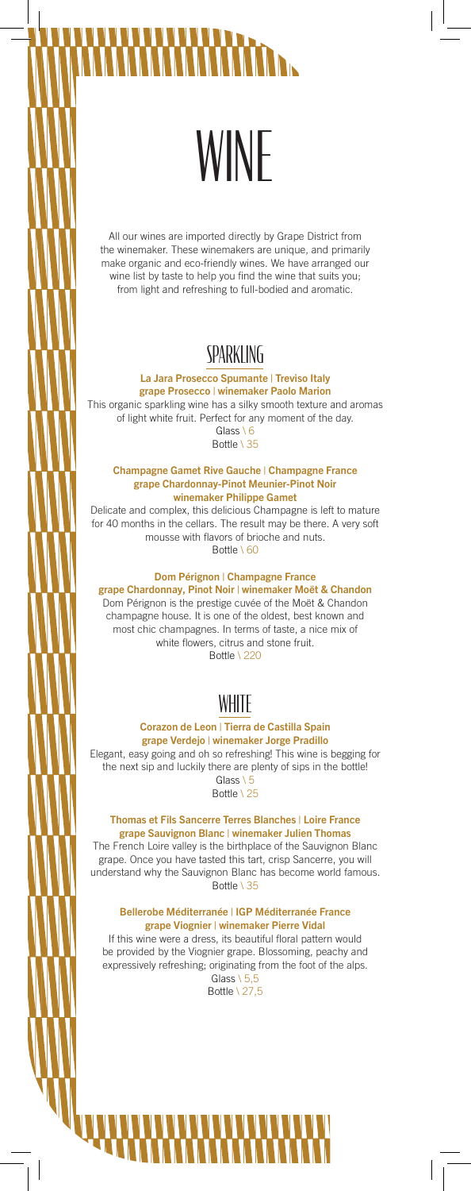# WINE

All our wines are imported directly by Grape District from the winemaker. These winemakers are unique, and primarily make organic and eco-friendly wines. We have arranged our wine list by taste to help you find the wine that suits you; from light and refreshing to full-bodied and aromatic.

## SPARKLING

**La Jara Prosecco Spumante | Treviso Italy**
**grape Prosecco | winemaker Paolo Marion**

This organic sparkling wine has a silky smooth texture and aromas of light white fruit. Perfect for any moment of the day.

Glass \ 6
Bottle \ 35

**Champagne Gamet Rive Gauche | Champagne France**
**grape Chardonnay-Pinot Meunier-Pinot Noir**
**winemaker Philippe Gamet**

Delicate and complex, this delicious Champagne is left to mature for 40 months in the cellars. The result may be there. A very soft mousse with flavors of brioche and nuts.

Bottle \ 60

**Dom Pérignon | Champagne France**
**grape Chardonnay, Pinot Noir | winemaker Moët & Chandon**

Dom Pérignon is the prestige cuvée of the Moët & Chandon champagne house. It is one of the oldest, best known and most chic champagnes. In terms of taste, a nice mix of white flowers, citrus and stone fruit.

Bottle \ 220

## WHITE

**Corazon de Leon | Tierra de Castilla Spain**
**grape Verdejo | winemaker Jorge Pradillo**

Elegant, easy going and oh so refreshing! This wine is begging for the next sip and luckily there are plenty of sips in the bottle!

Glass \ 5
Bottle \ 25

**Thomas et Fils Sancerre Terres Blanches | Loire France**
**grape Sauvignon Blanc | winemaker Julien Thomas**

The French Loire valley is the birthplace of the Sauvignon Blanc grape. Once you have tasted this tart, crisp Sancerre, you will understand why the Sauvignon Blanc has become world famous.

Bottle \ 35

**Bellerobe Méditerranée | IGP Méditerranée France**
**grape Viognier | winemaker Pierre Vidal**

If this wine were a dress, its beautiful floral pattern would be provided by the Viognier grape. Blossoming, peachy and expressively refreshing; originating from the foot of the alps.

Glass \ 5,5
Bottle \ 27,5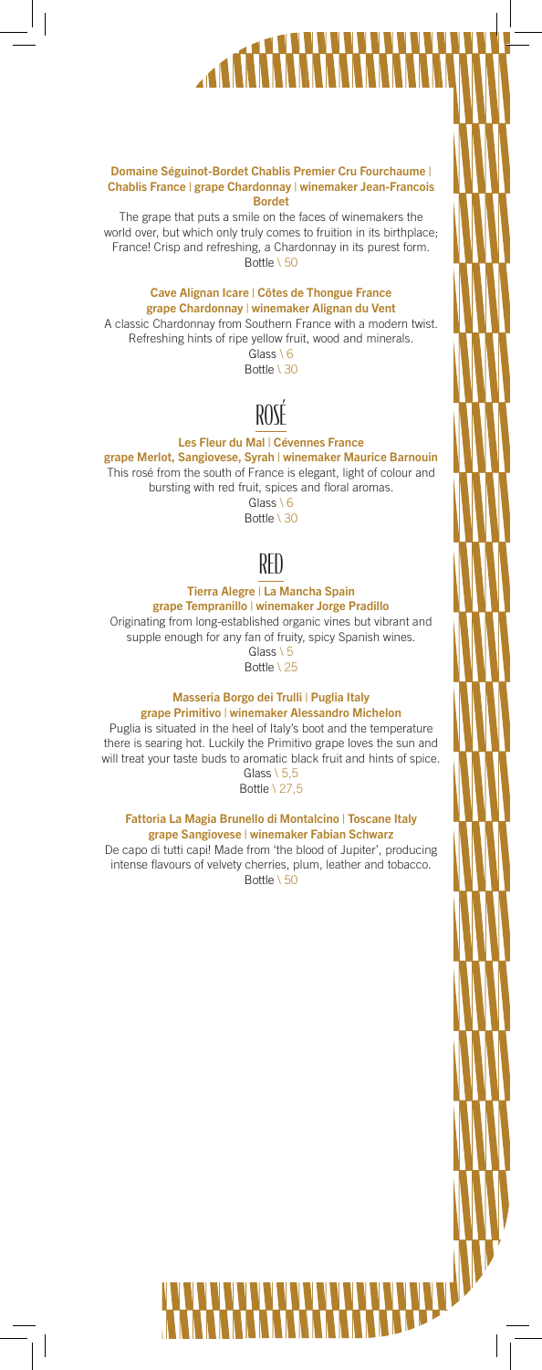**Domaine Séguinot-Bordet Chablis Premier Cru Fourchaume | Chablis France | grape Chardonnay | winemaker Jean-Francois Bordet**

The grape that puts a smile on the faces of winemakers the world over, but which only truly comes to fruition in its birthplace; France! Crisp and refreshing, a Chardonnay in its purest form.

Bottle \ 50

**Cave Alignan Icare | Côtes de Thongue France grape Chardonnay | winemaker Alignan du Vent**

A classic Chardonnay from Southern France with a modern twist. Refreshing hints of ripe yellow fruit, wood and minerals.

Glass \ 6
Bottle \ 30

## ROSÉ

**Les Fleur du Mal | Cévennes France grape Merlot, Sangiovese, Syrah | winemaker Maurice Barnouin**

This rosé from the south of France is elegant, light of colour and bursting with red fruit, spices and floral aromas.

Glass \ 6
Bottle \ 30

## RED

**Tierra Alegre | La Mancha Spain grape Tempranillo | winemaker Jorge Pradillo**

Originating from long-established organic vines but vibrant and supple enough for any fan of fruity, spicy Spanish wines.

Glass \ 5
Bottle \ 25

**Masseria Borgo dei Trulli | Puglia Italy grape Primitivo | winemaker Alessandro Michelon**

Puglia is situated in the heel of Italy's boot and the temperature there is searing hot. Luckily the Primitivo grape loves the sun and will treat your taste buds to aromatic black fruit and hints of spice.

Glass \ 5,5
Bottle \ 27,5

**Fattoria La Magia Brunello di Montalcino | Toscane Italy grape Sangiovese | winemaker Fabian Schwarz**

De capo di tutti capi! Made from 'the blood of Jupiter', producing intense flavours of velvety cherries, plum, leather and tobacco.

Bottle \ 50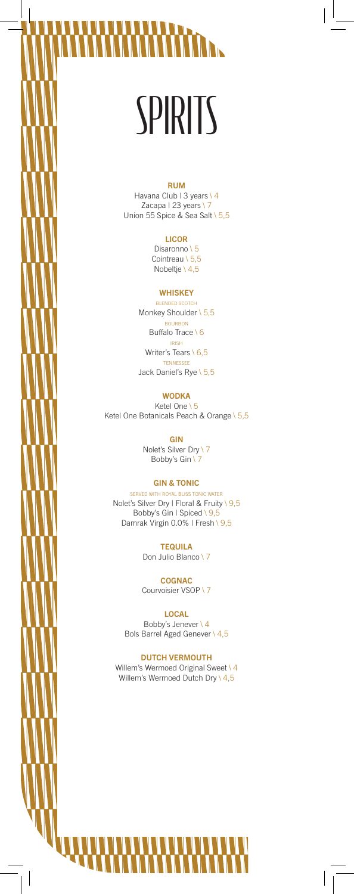# SPIRITS

## RUM

Havana Club | 3 years \ 4
Zacapa | 23 years \ 7
Union 55 Spice & Sea Salt \ 5,5

## LICOR

Disaronno \ 5
Cointreau \ 5,5
Nobeltje \ 4,5

## WHISKEY

BLENDED SCOTCH
Monkey Shoulder \ 5,5

BOURBON
Buffalo Trace \ 6

IRISH
Writer's Tears \ 6,5

TENNESSEE
Jack Daniel's Rye \ 5,5

## WODKA

Ketel One \ 5
Ketel One Botanicals Peach & Orange \ 5,5

## GIN

Nolet's Silver Dry \ 7
Bobby's Gin \ 7

## GIN & TONIC

SERVED WITH ROYAL BLISS TONIC WATER
Nolet's Silver Dry | Floral & Fruity \ 9,5
Bobby's Gin | Spiced \ 9,5
Damrak Virgin 0.0% | Fresh \ 9,5

## TEQUILA

Don Julio Blanco \ 7

## COGNAC

Courvoisier VSOP \ 7

## LOCAL

Bobby's Jenever \ 4
Bols Barrel Aged Genever \ 4,5

## DUTCH VERMOUTH

Willem's Wermoed Original Sweet \ 4
Willem's Wermoed Dutch Dry \ 4,5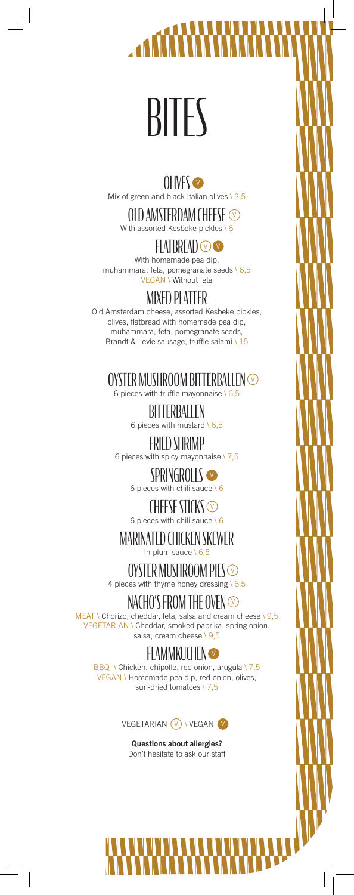# BITES

## OLIVES (V)

Mix of green and black Italian olives \ 3,5

## OLD AMSTERDAM CHEESE (V)

With assorted Kesbeke pickles \ 6

## FLATBREAD (V) (V)

With homemade pea dip, muhammara, feta, pomegranate seeds \ 6,5

VEGAN \ Without feta

## MIXED PLATTER

Old Amsterdam cheese, assorted Kesbeke pickles, olives, flatbread with homemade pea dip, muhammara, feta, pomegranate seeds, Brandt & Levie sausage, truffle salami \ 15

## OYSTER MUSHROOM BITTERBALLEN (V)

6 pieces with truffle mayonnaise \ 6,5

## BITTERBALLEN

6 pieces with mustard \ 6,5

## FRIED SHRIMP

6 pieces with spicy mayonnaise \ 7,5

## SPRINGROLLS (V)

6 pieces with chili sauce \ 6

## CHEESE STICKS (V)

6 pieces with chili sauce \ 6

## MARINATED CHICKEN SKEWER

In plum sauce \ 6,5

## OYSTER MUSHROOM PIES (V)

4 pieces with thyme honey dressing \ 6,5

## NACHO'S FROM THE OVEN (V)

MEAT \ Chorizo, cheddar, feta, salsa and cream cheese \ 9,5

VEGETARIAN \ Cheddar, smoked paprika, spring onion, salsa, cream cheese \ 9,5

## FLAMMKUCHEN (V)

BBQ \ Chicken, chipotle, red onion, arugula \ 7,5

VEGAN \ Homemade pea dip, red onion, olives, sun-dried tomatoes \ 7,5

VEGETARIAN (V) \ VEGAN (V)

**Questions about allergies?**
Don't hesitate to ask our staff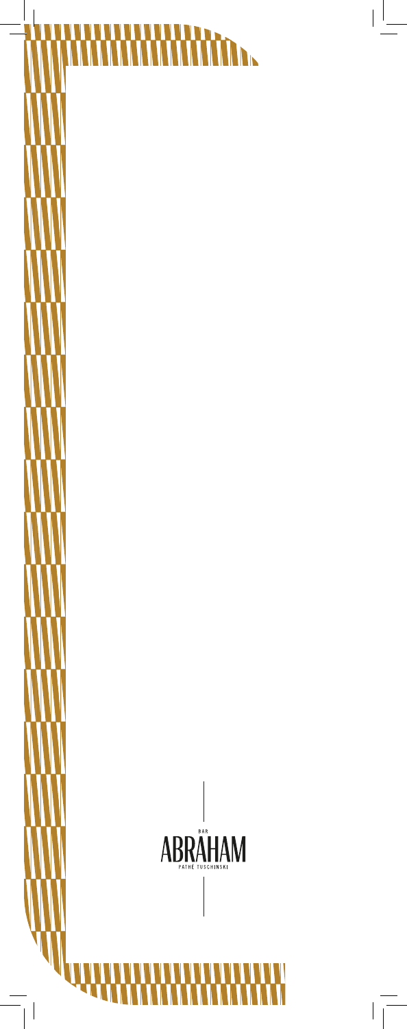BAR

ABRAHAM

PATHÉ TUSCHINSKI